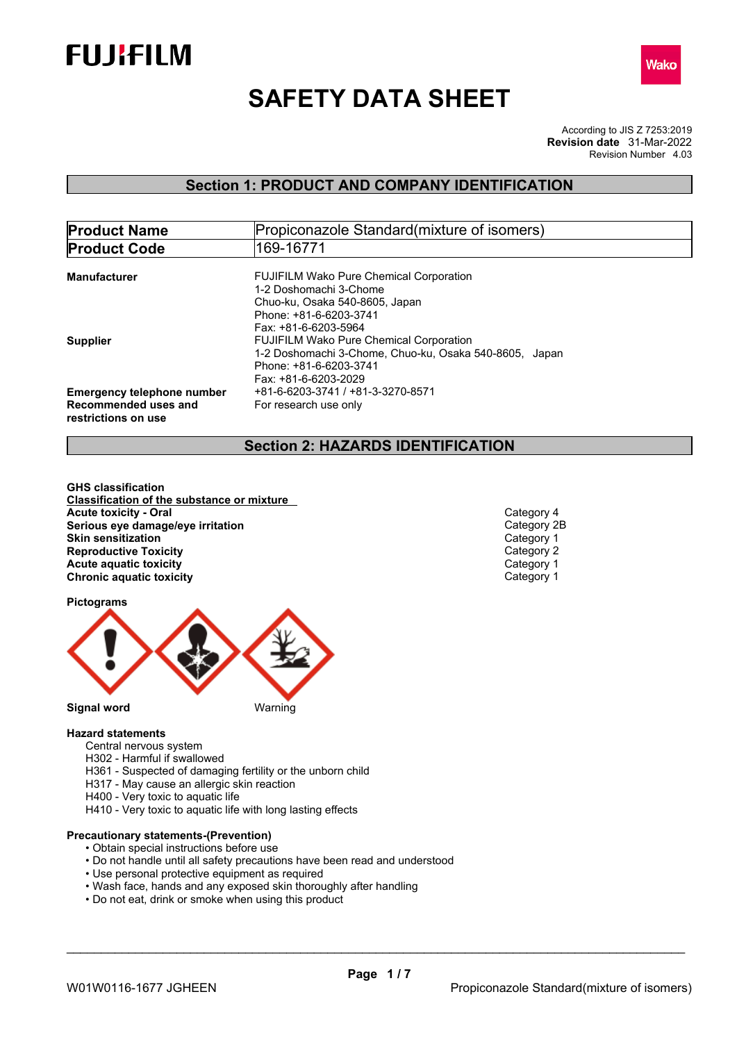FUJIFILM

Wako

# SAFETY DATA SHEET

According to JIS Z 7253:2019
**Revision date** 31-Mar-2022
Revision Number 4.03

## Section 1: PRODUCT AND COMPANY IDENTIFICATION

| **Product Name** | Propiconazole Standard(mixture of isomers) |
|---|---|
| **Product Code** | 169-16771 |

**Manufacturer**
FUJIFILM Wako Pure Chemical Corporation
1-2 Doshomachi 3-Chome
Chuo-ku, Osaka 540-8605, Japan
Phone: +81-6-6203-3741
Fax: +81-6-6203-5964

**Supplier**
FUJIFILM Wako Pure Chemical Corporation
1-2 Doshomachi 3-Chome, Chuo-ku, Osaka 540-8605, Japan
Phone: +81-6-6203-3741
Fax: +81-6-6203-2029

**Emergency telephone number** +81-6-6203-3741 / +81-3-3270-8571

**Recommended uses and restrictions on use** For research use only

## Section 2: HAZARDS IDENTIFICATION

**GHS classification**

**Classification of the substance or mixture**

| | |
|---|---|
| **Acute toxicity - Oral** | Category 4 |
| **Serious eye damage/eye irritation** | Category 2B |
| **Skin sensitization** | Category 1 |
| **Reproductive Toxicity** | Category 2 |
| **Acute aquatic toxicity** | Category 1 |
| **Chronic aquatic toxicity** | Category 1 |

**Pictograms**

**Signal word** Warning

**Hazard statements**

Central nervous system
H302 - Harmful if swallowed
H361 - Suspected of damaging fertility or the unborn child
H317 - May cause an allergic skin reaction
H400 - Very toxic to aquatic life
H410 - Very toxic to aquatic life with long lasting effects

**Precautionary statements-(Prevention)**

- Obtain special instructions before use
- Do not handle until all safety precautions have been read and understood
- Use personal protective equipment as required
- Wash face, hands and any exposed skin thoroughly after handling
- Do not eat, drink or smoke when using this product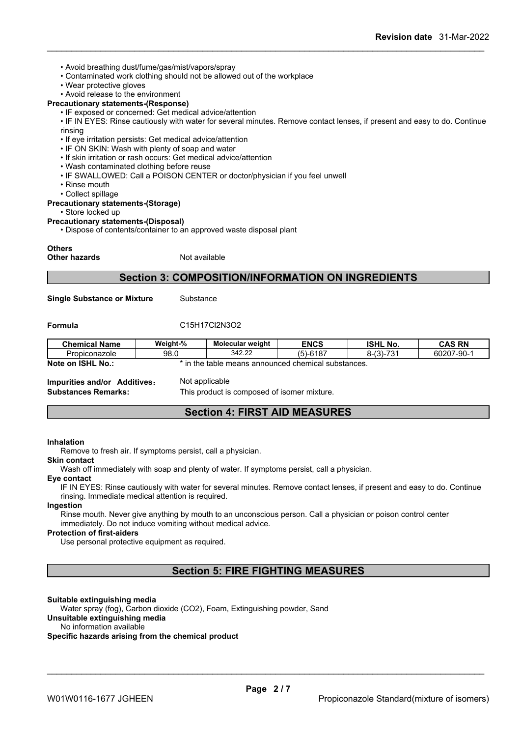- Avoid breathing dust/fume/gas/mist/vapors/spray
- Contaminated work clothing should not be allowed out of the workplace
- Wear protective gloves
- Avoid release to the environment

**Precautionary statements-(Response)**

- IF exposed or concerned: Get medical advice/attention
- IF IN EYES: Rinse cautiously with water for several minutes. Remove contact lenses, if present and easy to do. Continue rinsing
- If eye irritation persists: Get medical advice/attention
- IF ON SKIN: Wash with plenty of soap and water
- If skin irritation or rash occurs: Get medical advice/attention
- Wash contaminated clothing before reuse
- IF SWALLOWED: Call a POISON CENTER or doctor/physician if you feel unwell
- Rinse mouth
- Collect spillage

**Precautionary statements-(Storage)**

- Store locked up

**Precautionary statements-(Disposal)**

- Dispose of contents/container to an approved waste disposal plant

**Others**

**Other hazards** Not available

## Section 3: COMPOSITION/INFORMATION ON INGREDIENTS

**Single Substance or Mixture** Substance

**Formula** C15H17Cl2N3O2

| Chemical Name | Weight-% | Molecular weight | ENCS | ISHL No. | CAS RN |
|---|---|---|---|---|---|
| Propiconazole | 98.0 | 342.22 | (5)-6187 | 8-(3)-731 | 60207-90-1 |

**Note on ISHL No.:** * in the table means announced chemical substances.

**Impurities and/or Additives:** Not applicable

**Substances Remarks:** This product is composed of isomer mixture.

## Section 4: FIRST AID MEASURES

**Inhalation**

Remove to fresh air. If symptoms persist, call a physician.

**Skin contact**

Wash off immediately with soap and plenty of water. If symptoms persist, call a physician.

**Eye contact**

IF IN EYES: Rinse cautiously with water for several minutes. Remove contact lenses, if present and easy to do. Continue rinsing. Immediate medical attention is required.

**Ingestion**

Rinse mouth. Never give anything by mouth to an unconscious person. Call a physician or poison control center immediately. Do not induce vomiting without medical advice.

**Protection of first-aiders**

Use personal protective equipment as required.

## Section 5: FIRE FIGHTING MEASURES

**Suitable extinguishing media**

Water spray (fog), Carbon dioxide (CO2), Foam, Extinguishing powder, Sand

**Unsuitable extinguishing media**

No information available

**Specific hazards arising from the chemical product**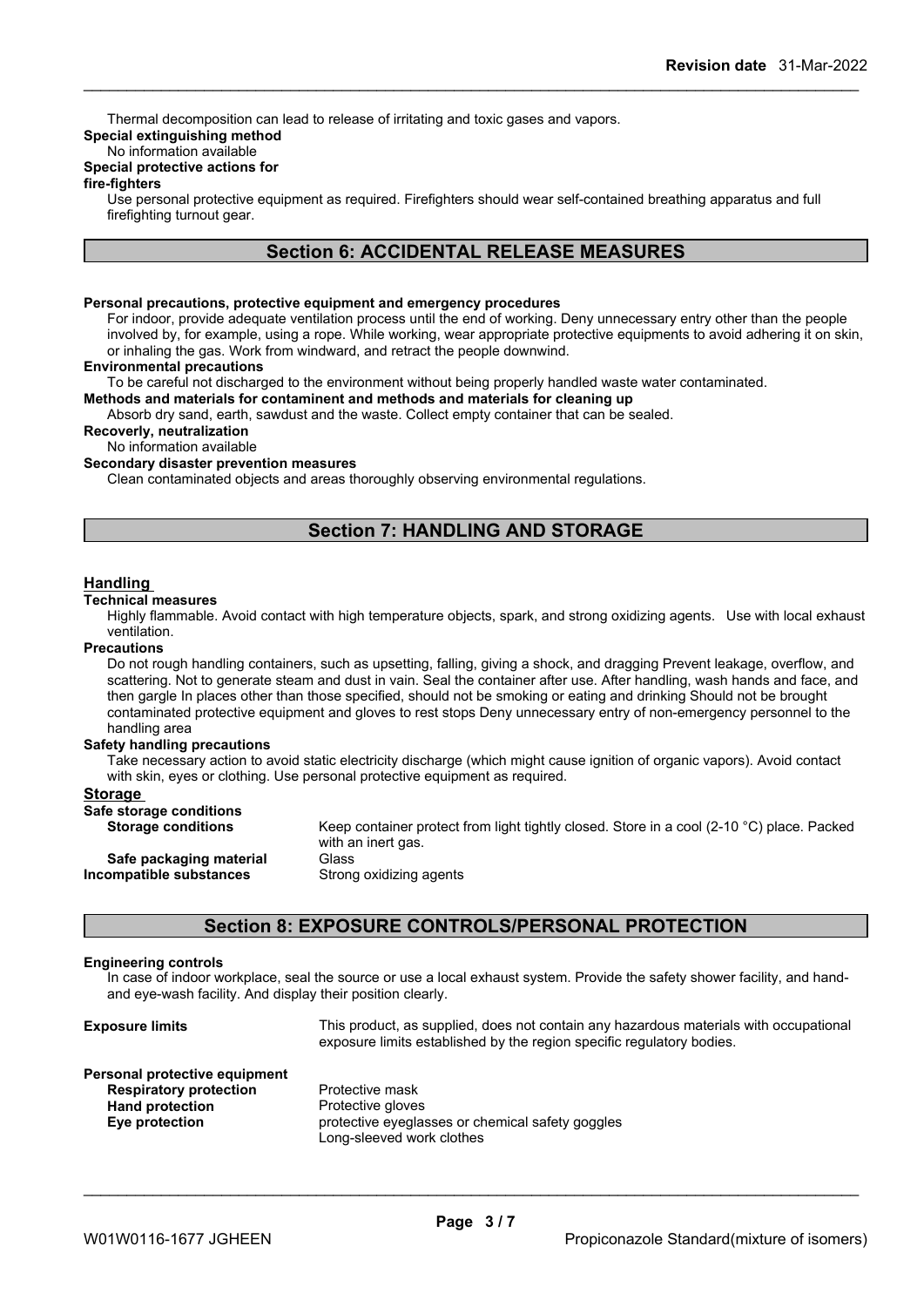Thermal decomposition can lead to release of irritating and toxic gases and vapors.

**Special extinguishing method**

No information available

**Special protective actions for fire-fighters**

Use personal protective equipment as required. Firefighters should wear self-contained breathing apparatus and full firefighting turnout gear.

## Section 6: ACCIDENTAL RELEASE MEASURES

**Personal precautions, protective equipment and emergency procedures**

For indoor, provide adequate ventilation process until the end of working. Deny unnecessary entry other than the people involved by, for example, using a rope. While working, wear appropriate protective equipments to avoid adhering it on skin, or inhaling the gas. Work from windward, and retract the people downwind.

**Environmental precautions**

To be careful not discharged to the environment without being properly handled waste water contaminated.

**Methods and materials for contaminent and methods and materials for cleaning up**

Absorb dry sand, earth, sawdust and the waste. Collect empty container that can be sealed.

**Recoverly, neutralization**

No information available

**Secondary disaster prevention measures**

Clean contaminated objects and areas thoroughly observing environmental regulations.

## Section 7: HANDLING AND STORAGE

### Handling

**Technical measures**

Highly flammable. Avoid contact with high temperature objects, spark, and strong oxidizing agents. Use with local exhaust ventilation.

**Precautions**

Do not rough handling containers, such as upsetting, falling, giving a shock, and dragging Prevent leakage, overflow, and scattering. Not to generate steam and dust in vain. Seal the container after use. After handling, wash hands and face, and then gargle In places other than those specified, should not be smoking or eating and drinking Should not be brought contaminated protective equipment and gloves to rest stops Deny unnecessary entry of non-emergency personnel to the handling area

**Safety handling precautions**

Take necessary action to avoid static electricity discharge (which might cause ignition of organic vapors). Avoid contact with skin, eyes or clothing. Use personal protective equipment as required.

### Storage

**Safe storage conditions**

**Storage conditions** Keep container protect from light tightly closed. Store in a cool (2-10 °C) place. Packed with an inert gas.

**Safe packaging material** Glass

**Incompatible substances** Strong oxidizing agents

## Section 8: EXPOSURE CONTROLS/PERSONAL PROTECTION

**Engineering controls**

In case of indoor workplace, seal the source or use a local exhaust system. Provide the safety shower facility, and hand- and eye-wash facility. And display their position clearly.

**Exposure limits** This product, as supplied, does not contain any hazardous materials with occupational exposure limits established by the region specific regulatory bodies.

**Personal protective equipment**

**Respiratory protection** Protective mask

**Hand protection** Protective gloves

**Eye protection** protective eyeglasses or chemical safety goggles

Long-sleeved work clothes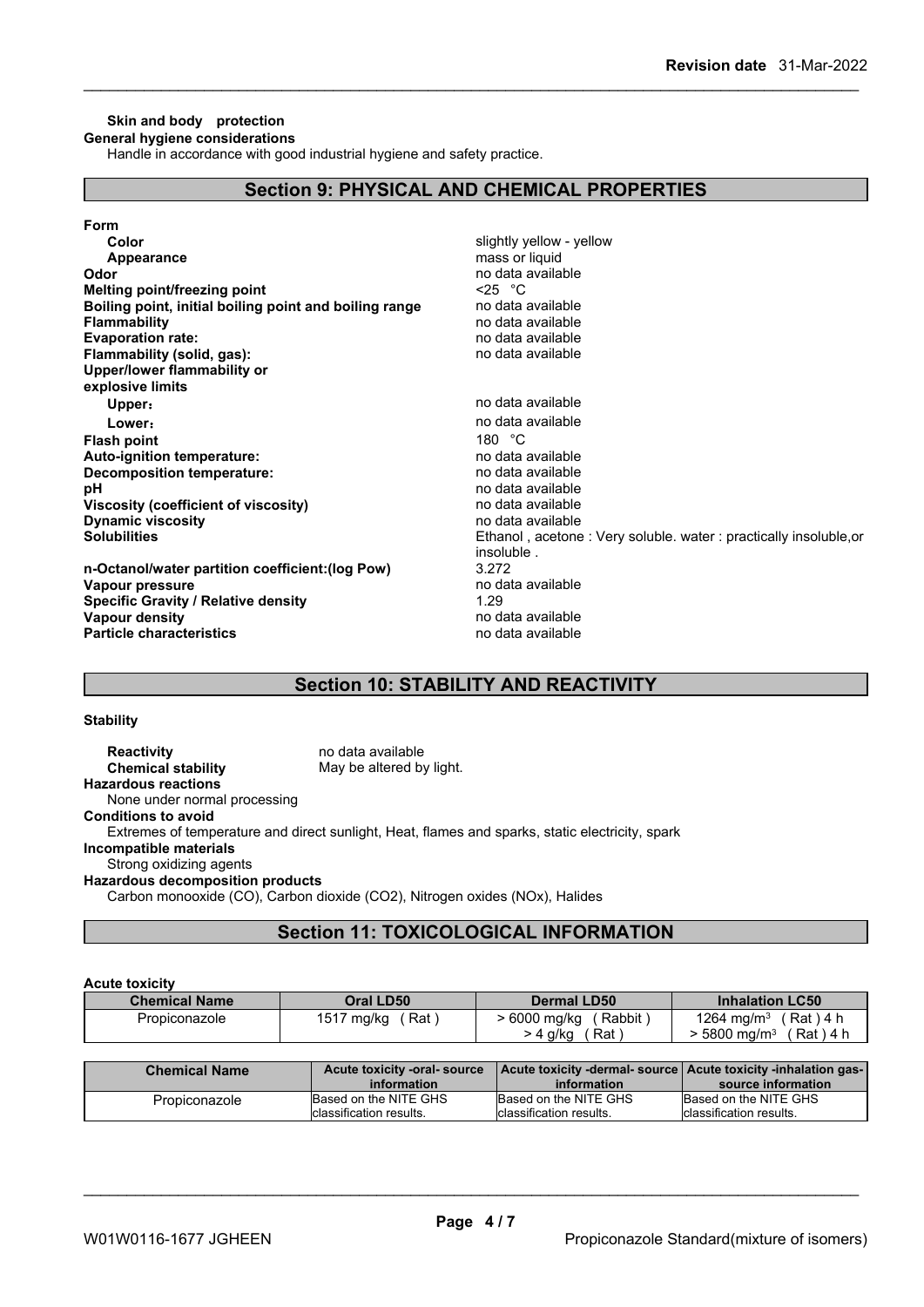**Skin and body protection**

**General hygiene considerations**

Handle in accordance with good industrial hygiene and safety practice.

## Section 9: PHYSICAL AND CHEMICAL PROPERTIES

**Form**

| | |
|---|---|
| **Color** | slightly yellow - yellow |
| **Appearance** | mass or liquid |
| **Odor** | no data available |
| **Melting point/freezing point** | <25 °C |
| **Boiling point, initial boiling point and boiling range** | no data available |
| **Flammability** | no data available |
| **Evaporation rate:** | no data available |
| **Flammability (solid, gas):** | no data available |
| **Upper/lower flammability or explosive limits** | |
| **Upper**: | no data available |
| **Lower**: | no data available |
| **Flash point** | 180 °C |
| **Auto-ignition temperature:** | no data available |
| **Decomposition temperature:** | no data available |
| **pH** | no data available |
| **Viscosity (coefficient of viscosity)** | no data available |
| **Dynamic viscosity** | no data available |
| **Solubilities** | Ethanol , acetone : Very soluble. water : practically insoluble,or insoluble . |
| **n-Octanol/water partition coefficient:(log Pow)** | 3.272 |
| **Vapour pressure** | no data available |
| **Specific Gravity / Relative density** | 1.29 |
| **Vapour density** | no data available |
| **Particle characteristics** | no data available |

## Section 10: STABILITY AND REACTIVITY

**Stability**

**Reactivity** no data available

**Chemical stability** May be altered by light.

**Hazardous reactions**

None under normal processing

**Conditions to avoid**

Extremes of temperature and direct sunlight, Heat, flames and sparks, static electricity, spark

**Incompatible materials**

Strong oxidizing agents

**Hazardous decomposition products**

Carbon monooxide (CO), Carbon dioxide (CO2), Nitrogen oxides (NOx), Halides

## Section 11: TOXICOLOGICAL INFORMATION

**Acute toxicity**

| Chemical Name | Oral LD50 | Dermal LD50 | Inhalation LC50 |
|---|---|---|---|
| Propiconazole | 1517 mg/kg ( Rat ) | > 6000 mg/kg ( Rabbit )<br>> 4 g/kg ( Rat ) | 1264 mg/m³ ( Rat ) 4 h<br>> 5800 mg/m³ ( Rat ) 4 h |

| Chemical Name | Acute toxicity -oral- source information | Acute toxicity -dermal- source information | Acute toxicity -inhalation gas- source information |
|---|---|---|---|
| Propiconazole | Based on the NITE GHS classification results. | Based on the NITE GHS classification results. | Based on the NITE GHS classification results. |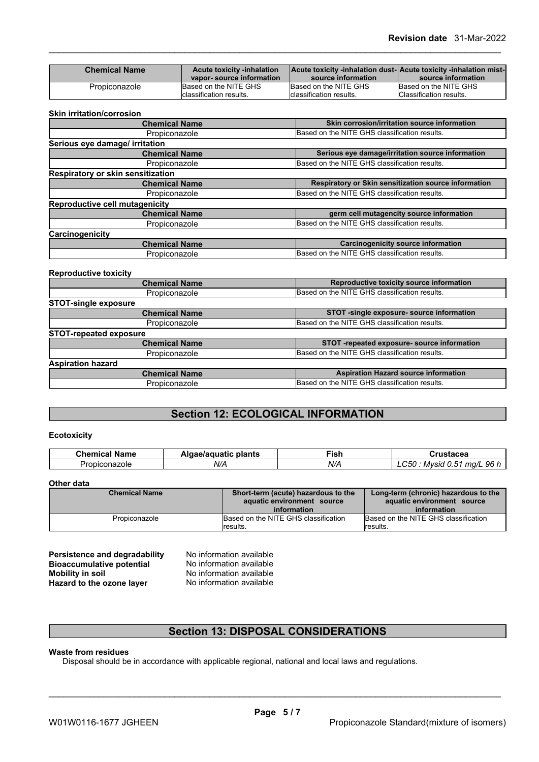| Chemical Name | Acute toxicity -inhalation vapor- source information | Acute toxicity -inhalation dust- source information | Acute toxicity -inhalation mist- source information |
| --- | --- | --- | --- |
| Propiconazole | Based on the NITE GHS classification results. | Based on the NITE GHS classification results. | Based on the NITE GHS Classification results. |

**Skin irritation/corrosion**

| Chemical Name | Skin corrosion/irritation source information |
| --- | --- |
| Propiconazole | Based on the NITE GHS classification results. |

**Serious eye damage/ irritation**

| Chemical Name | Serious eye damage/irritation source information |
| --- | --- |
| Propiconazole | Based on the NITE GHS classification results. |

**Respiratory or skin sensitization**

| Chemical Name | Respiratory or Skin sensitization source information |
| --- | --- |
| Propiconazole | Based on the NITE GHS classification results. |

**Reproductive cell mutagenicity**

| Chemical Name | germ cell mutagencity source information |
| --- | --- |
| Propiconazole | Based on the NITE GHS classification results. |

**Carcinogenicity**

| Chemical Name | Carcinogenicity source information |
| --- | --- |
| Propiconazole | Based on the NITE GHS classification results. |

**Reproductive toxicity**

| Chemical Name | Reproductive toxicity source information |
| --- | --- |
| Propiconazole | Based on the NITE GHS classification results. |

**STOT-single exposure**

| Chemical Name | STOT -single exposure- source information |
| --- | --- |
| Propiconazole | Based on the NITE GHS classification results. |

**STOT-repeated exposure**

| Chemical Name | STOT -repeated exposure- source information |
| --- | --- |
| Propiconazole | Based on the NITE GHS classification results. |

**Aspiration hazard**

| Chemical Name | Aspiration Hazard source information |
| --- | --- |
| Propiconazole | Based on the NITE GHS classification results. |

## Section 12: ECOLOGICAL INFORMATION

**Ecotoxicity**

| Chemical Name | Algae/aquatic plants | Fish | Crustacea |
| --- | --- | --- | --- |
| Propiconazole | *N/A* | *N/A* | *LC50 : Mysid 0.51 mg/L 96 h* |

**Other data**

| Chemical Name | Short-term (acute) hazardous to the aquatic environment source information | Long-term (chronic) hazardous to the aquatic environment source information |
| --- | --- | --- |
| Propiconazole | Based on the NITE GHS classification results. | Based on the NITE GHS classification results. |

**Persistence and degradability** No information available
**Bioaccumulative potential** No information available
**Mobility in soil** No information available
**Hazard to the ozone layer** No information available

## Section 13: DISPOSAL CONSIDERATIONS

**Waste from residues**

Disposal should be in accordance with applicable regional, national and local laws and regulations.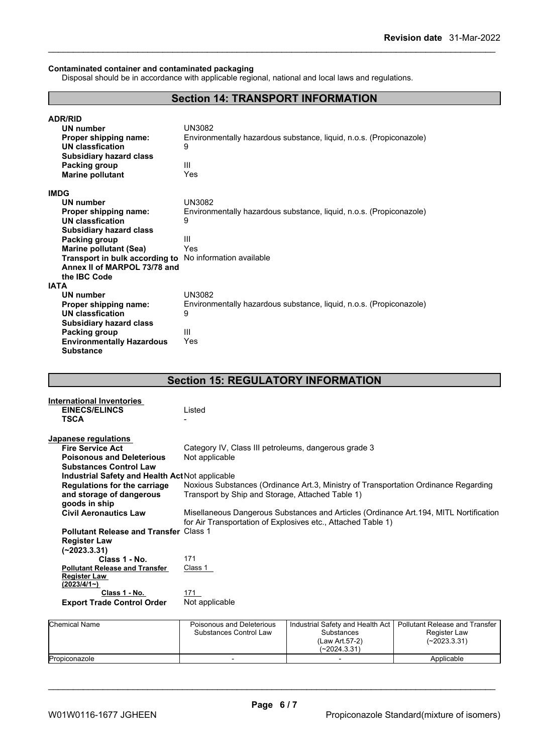**Contaminated container and contaminated packaging**

Disposal should be in accordance with applicable regional, national and local laws and regulations.

## Section 14: TRANSPORT INFORMATION

**ADR/RID**

| | |
|---|---|
| **UN number** | UN3082 |
| **Proper shipping name:** | Environmentally hazardous substance, liquid, n.o.s. (Propiconazole) |
| **UN classfication** | 9 |
| **Subsidiary hazard class** | |
| **Packing group** | III |
| **Marine pollutant** | Yes |

**IMDG**

| | |
|---|---|
| **UN number** | UN3082 |
| **Proper shipping name:** | Environmentally hazardous substance, liquid, n.o.s. (Propiconazole) |
| **UN classfication** | 9 |
| **Subsidiary hazard class** | |
| **Packing group** | III |
| **Marine pollutant (Sea)** | Yes |
| **Transport in bulk according to Annex II of MARPOL 73/78 and the IBC Code** | No information available |

**IATA**

| | |
|---|---|
| **UN number** | UN3082 |
| **Proper shipping name:** | Environmentally hazardous substance, liquid, n.o.s. (Propiconazole) |
| **UN classfication** | 9 |
| **Subsidiary hazard class** | |
| **Packing group** | III |
| **Environmentally Hazardous Substance** | Yes |

## Section 15: REGULATORY INFORMATION

**International Inventories**

| | |
|---|---|
| **EINECS/ELINCS** | Listed |
| **TSCA** | - |

**Japanese regulations**

| | |
|---|---|
| **Fire Service Act** | Category IV, Class III petroleums, dangerous grade 3 |
| **Poisonous and Deleterious Substances Control Law** | Not applicable |
| **Industrial Safety and Health Act** | Not applicable |
| **Regulations for the carriage and storage of dangerous goods in ship** | Noxious Substances (Ordinance Art.3, Ministry of Transportation Ordinance Regarding Transport by Ship and Storage, Attached Table 1) |
| **Civil Aeronautics Law** | Misellaneous Dangerous Substances and Articles (Ordinance Art.194, MITL Nortification for Air Transportation of Explosives etc., Attached Table 1) |
| **Pollutant Release and Transfer Register Law (~2023.3.31)** | Class 1 |
| **Class 1 - No.** | 171 |
| **Pollutant Release and Transfer Register Law (2023/4/1~)** | Class 1 |
| **Class 1 - No.** | 171 |
| **Export Trade Control Order** | Not applicable |

| Chemical Name | Poisonous and Deleterious Substances Control Law | Industrial Safety and Health Act Substances (Law Art.57-2) (~2024.3.31) | Pollutant Release and Transfer Register Law (~2023.3.31) |
|---|---|---|---|
| Propiconazole | - | - | Applicable |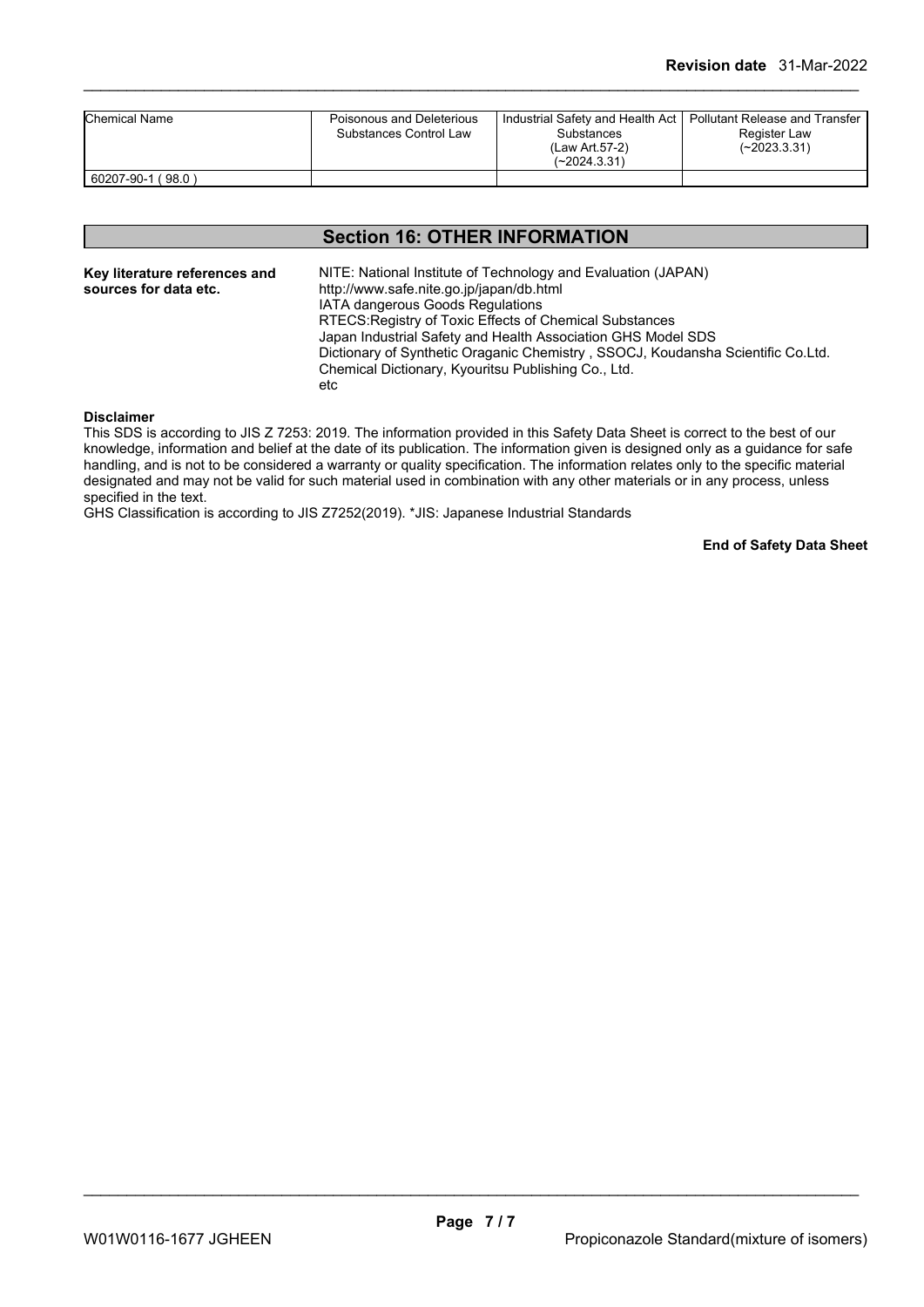| Chemical Name | Poisonous and Deleterious Substances Control Law | Industrial Safety and Health Act Substances (Law Art.57-2) (~2024.3.31) | Pollutant Release and Transfer Register Law (~2023.3.31) |
|---|---|---|---|
| 60207-90-1 ( 98.0 ) | | | |

## Section 16: OTHER INFORMATION

**Key literature references and sources for data etc.**

NITE: National Institute of Technology and Evaluation (JAPAN)
http://www.safe.nite.go.jp/japan/db.html
IATA dangerous Goods Regulations
RTECS:Registry of Toxic Effects of Chemical Substances
Japan Industrial Safety and Health Association GHS Model SDS
Dictionary of Synthetic Oraganic Chemistry , SSOCJ, Koudansha Scientific Co.Ltd.
Chemical Dictionary, Kyouritsu Publishing Co., Ltd.
etc

**Disclaimer**

This SDS is according to JIS Z 7253: 2019. The information provided in this Safety Data Sheet is correct to the best of our knowledge, information and belief at the date of its publication. The information given is designed only as a guidance for safe handling, and is not to be considered a warranty or quality specification. The information relates only to the specific material designated and may not be valid for such material used in combination with any other materials or in any process, unless specified in the text.
GHS Classification is according to JIS Z7252(2019). *JIS: Japanese Industrial Standards

**End of Safety Data Sheet**